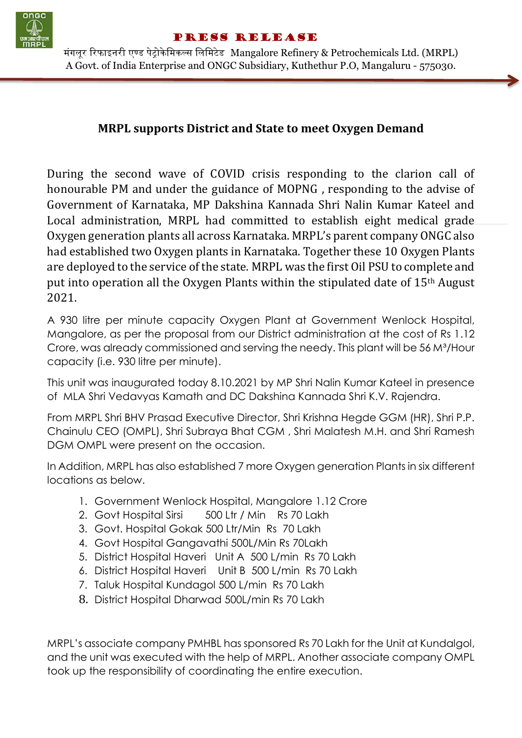**PRESS RELEASE**

मंगलूर रिफाइनरी एण्ड पेट्रोकेमिकल्स लिमिटेड Mangalore Refinery & Petrochemicals Ltd. (MRPL)
A Govt. of India Enterprise and ONGC Subsidiary, Kuthethur P.O, Mangaluru - 575030.

## MRPL supports District and State to meet Oxygen Demand

During the second wave of COVID crisis responding to the clarion call of honourable PM and under the guidance of MOPNG , responding to the advise of Government of Karnataka, MP Dakshina Kannada Shri Nalin Kumar Kateel and Local administration, MRPL had committed to establish eight medical grade Oxygen generation plants all across Karnataka. MRPL's parent company ONGC also had established two Oxygen plants in Karnataka. Together these 10 Oxygen Plants are deployed to the service of the state. MRPL was the first Oil PSU to complete and put into operation all the Oxygen Plants within the stipulated date of 15th August 2021.

A 930 litre per minute capacity Oxygen Plant at Government Wenlock Hospital, Mangalore, as per the proposal from our District administration at the cost of Rs 1.12 Crore, was already commissioned and serving the needy. This plant will be 56 $M^3$/Hour capacity (i.e. 930 litre per minute).

This unit was inaugurated today 8.10.2021 by MP Shri Nalin Kumar Kateel in presence of MLA Shri Vedavyas Kamath and DC Dakshina Kannada Shri K.V. Rajendra.

From MRPL Shri BHV Prasad Executive Director, Shri Krishna Hegde GGM (HR), Shri P.P. Chainulu CEO (OMPL), Shri Subraya Bhat CGM , Shri Malatesh M.H. and Shri Ramesh DGM OMPL were present on the occasion.

In Addition, MRPL has also established 7 more Oxygen generation Plants in six different locations as below.

1. Government Wenlock Hospital, Mangalore 1.12 Crore
2. Govt Hospital Sirsi 500 Ltr / Min Rs 70 Lakh
3. Govt. Hospital Gokak 500 Ltr/Min Rs 70 Lakh
4. Govt Hospital Gangavathi 500L/Min Rs 70Lakh
5. District Hospital Haveri Unit A 500 L/min Rs 70 Lakh
6. District Hospital Haveri Unit B 500 L/min Rs 70 Lakh
7. Taluk Hospital Kundagol 500 L/min Rs 70 Lakh
8. District Hospital Dharwad 500L/min Rs 70 Lakh

MRPL's associate company PMHBL has sponsored Rs 70 Lakh for the Unit at Kundalgol, and the unit was executed with the help of MRPL. Another associate company OMPL took up the responsibility of coordinating the entire execution.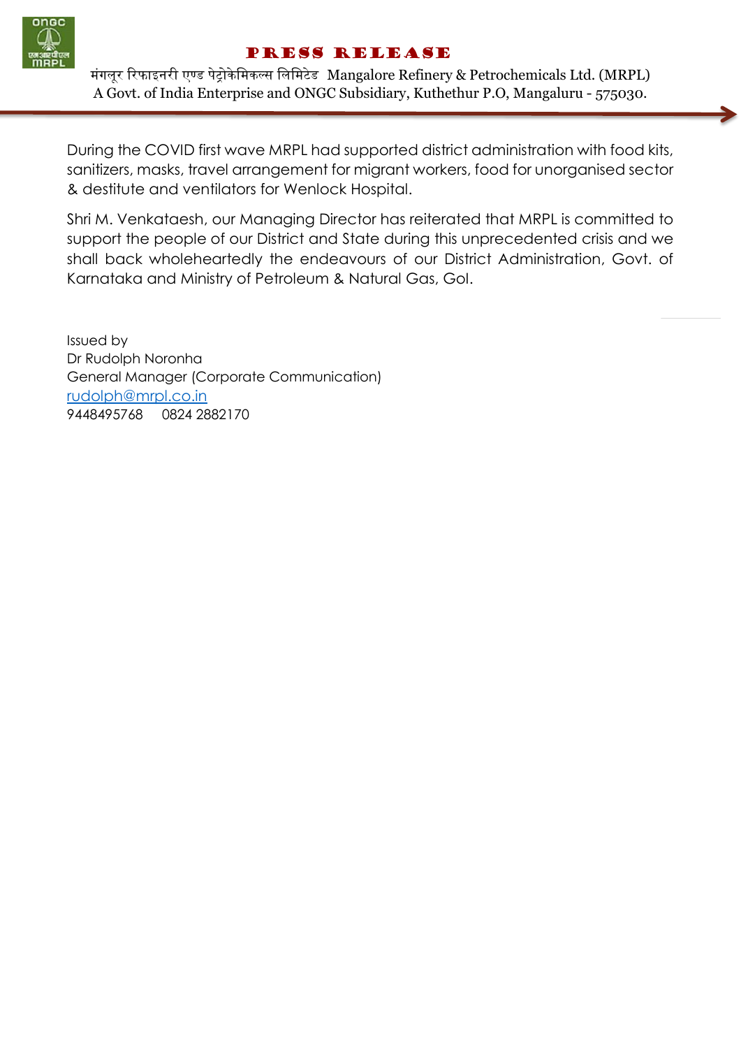During the COVID first wave MRPL had supported district administration with food kits, sanitizers, masks, travel arrangement for migrant workers, food for unorganised sector & destitute and ventilators for Wenlock Hospital.

Shri M. Venkataesh, our Managing Director has reiterated that MRPL is committed to support the people of our District and State during this unprecedented crisis and we shall back wholeheartedly the endeavours of our District Administration, Govt. of Karnataka and Ministry of Petroleum & Natural Gas, GoI.

Issued by
Dr Rudolph Noronha
General Manager (Corporate Communication)
rudolph@mrpl.co.in
9448495768     0824 2882170